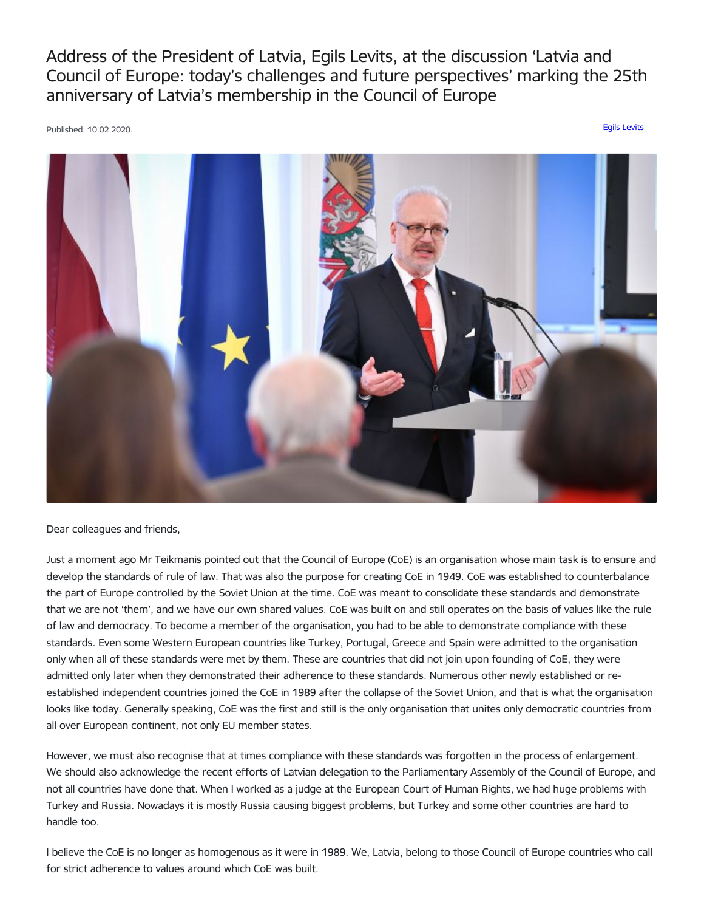# Address of the President of Latvia, Egils Levits, at the discussion 'Latvia and Council of Europe: today's challenges and future perspectives' marking the 25th anniversary of Latvia's membership in the Council of Europe

Published: 10.02.2020.

Egils Levits

Dear colleagues and friends,

Just a moment ago Mr Teikmanis pointed out that the Council of Europe (CoE) is an organisation whose main task is to ensure and develop the standards of rule of law. That was also the purpose for creating CoE in 1949. CoE was established to counterbalance the part of Europe controlled by the Soviet Union at the time. CoE was meant to consolidate these standards and demonstrate that we are not 'them', and we have our own shared values. CoE was built on and still operates on the basis of values like the rule of law and democracy. To become a member of the organisation, you had to be able to demonstrate compliance with these standards. Even some Western European countries like Turkey, Portugal, Greece and Spain were admitted to the organisation only when all of these standards were met by them. These are countries that did not join upon founding of CoE, they were admitted only later when they demonstrated their adherence to these standards. Numerous other newly established or re-established independent countries joined the CoE in 1989 after the collapse of the Soviet Union, and that is what the organisation looks like today. Generally speaking, CoE was the first and still is the only organisation that unites only democratic countries from all over European continent, not only EU member states.

However, we must also recognise that at times compliance with these standards was forgotten in the process of enlargement. We should also acknowledge the recent efforts of Latvian delegation to the Parliamentary Assembly of the Council of Europe, and not all countries have done that. When I worked as a judge at the European Court of Human Rights, we had huge problems with Turkey and Russia. Nowadays it is mostly Russia causing biggest problems, but Turkey and some other countries are hard to handle too.

I believe the CoE is no longer as homogenous as it were in 1989. We, Latvia, belong to those Council of Europe countries who call for strict adherence to values around which CoE was built.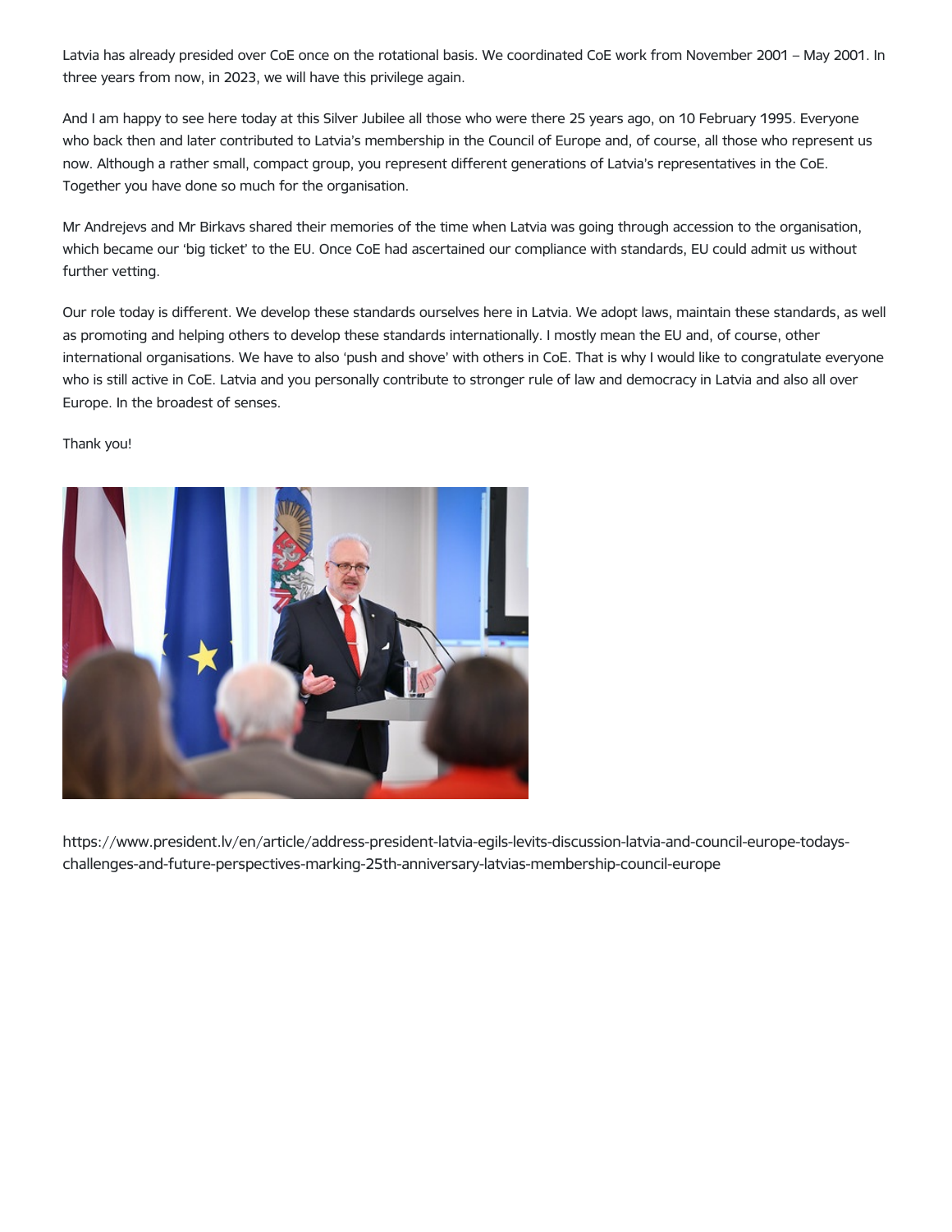Latvia has already presided over CoE once on the rotational basis. We coordinated CoE work from November 2001 – May 2001. In three years from now, in 2023, we will have this privilege again.

And I am happy to see here today at this Silver Jubilee all those who were there 25 years ago, on 10 February 1995. Everyone who back then and later contributed to Latvia's membership in the Council of Europe and, of course, all those who represent us now. Although a rather small, compact group, you represent different generations of Latvia's representatives in the CoE. Together you have done so much for the organisation.

Mr Andrejevs and Mr Birkavs shared their memories of the time when Latvia was going through accession to the organisation, which became our 'big ticket' to the EU. Once CoE had ascertained our compliance with standards, EU could admit us without further vetting.

Our role today is different. We develop these standards ourselves here in Latvia. We adopt laws, maintain these standards, as well as promoting and helping others to develop these standards internationally. I mostly mean the EU and, of course, other international organisations. We have to also 'push and shove' with others in CoE. That is why I would like to congratulate everyone who is still active in CoE. Latvia and you personally contribute to stronger rule of law and democracy in Latvia and also all over Europe. In the broadest of senses.

Thank you!

https://www.president.lv/en/article/address-president-latvia-egils-levits-discussion-latvia-and-council-europe-todays-challenges-and-future-perspectives-marking-25th-anniversary-latvias-membership-council-europe